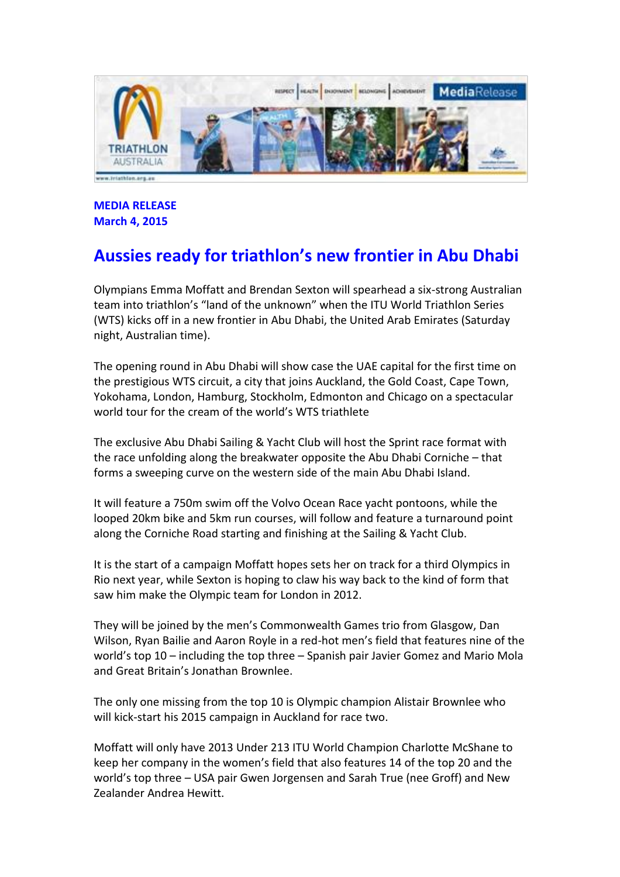**MEDIA RELEASE**
**March 4, 2015**

# Aussies ready for triathlon's new frontier in Abu Dhabi

Olympians Emma Moffatt and Brendan Sexton will spearhead a six-strong Australian team into triathlon's "land of the unknown" when the ITU World Triathlon Series (WTS) kicks off in a new frontier in Abu Dhabi, the United Arab Emirates (Saturday night, Australian time).

The opening round in Abu Dhabi will show case the UAE capital for the first time on the prestigious WTS circuit, a city that joins Auckland, the Gold Coast, Cape Town, Yokohama, London, Hamburg, Stockholm, Edmonton and Chicago on a spectacular world tour for the cream of the world's WTS triathlete

The exclusive Abu Dhabi Sailing & Yacht Club will host the Sprint race format with the race unfolding along the breakwater opposite the Abu Dhabi Corniche – that forms a sweeping curve on the western side of the main Abu Dhabi Island.

It will feature a 750m swim off the Volvo Ocean Race yacht pontoons, while the looped 20km bike and 5km run courses, will follow and feature a turnaround point along the Corniche Road starting and finishing at the Sailing & Yacht Club.

It is the start of a campaign Moffatt hopes sets her on track for a third Olympics in Rio next year, while Sexton is hoping to claw his way back to the kind of form that saw him make the Olympic team for London in 2012.

They will be joined by the men's Commonwealth Games trio from Glasgow, Dan Wilson, Ryan Bailie and Aaron Royle in a red-hot men's field that features nine of the world's top 10 – including the top three – Spanish pair Javier Gomez and Mario Mola and Great Britain's Jonathan Brownlee.

The only one missing from the top 10 is Olympic champion Alistair Brownlee who will kick-start his 2015 campaign in Auckland for race two.

Moffatt will only have 2013 Under 213 ITU World Champion Charlotte McShane to keep her company in the women's field that also features 14 of the top 20 and the world's top three – USA pair Gwen Jorgensen and Sarah True (nee Groff) and New Zealander Andrea Hewitt.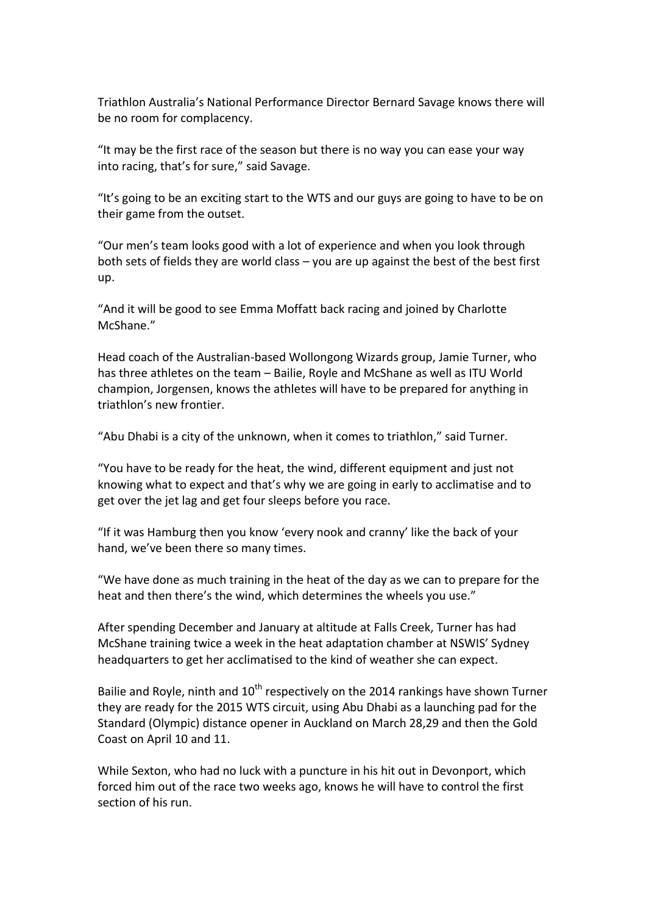Triathlon Australia's National Performance Director Bernard Savage knows there will be no room for complacency.

"It may be the first race of the season but there is no way you can ease your way into racing, that's for sure," said Savage.

"It's going to be an exciting start to the WTS and our guys are going to have to be on their game from the outset.

"Our men's team looks good with a lot of experience and when you look through both sets of fields they are world class – you are up against the best of the best first up.

"And it will be good to see Emma Moffatt back racing and joined by Charlotte McShane."

Head coach of the Australian-based Wollongong Wizards group, Jamie Turner, who has three athletes on the team – Bailie, Royle and McShane as well as ITU World champion, Jorgensen, knows the athletes will have to be prepared for anything in triathlon's new frontier.

"Abu Dhabi is a city of the unknown, when it comes to triathlon," said Turner.

"You have to be ready for the heat, the wind, different equipment and just not knowing what to expect and that's why we are going in early to acclimatise and to get over the jet lag and get four sleeps before you race.

"If it was Hamburg then you know 'every nook and cranny' like the back of your hand, we've been there so many times.

"We have done as much training in the heat of the day as we can to prepare for the heat and then there's the wind, which determines the wheels you use."

After spending December and January at altitude at Falls Creek, Turner has had McShane training twice a week in the heat adaptation chamber at NSWIS' Sydney headquarters to get her acclimatised to the kind of weather she can expect.

Bailie and Royle, ninth and 10th respectively on the 2014 rankings have shown Turner they are ready for the 2015 WTS circuit, using Abu Dhabi as a launching pad for the Standard (Olympic) distance opener in Auckland on March 28,29 and then the Gold Coast on April 10 and 11.

While Sexton, who had no luck with a puncture in his hit out in Devonport, which forced him out of the race two weeks ago, knows he will have to control the first section of his run.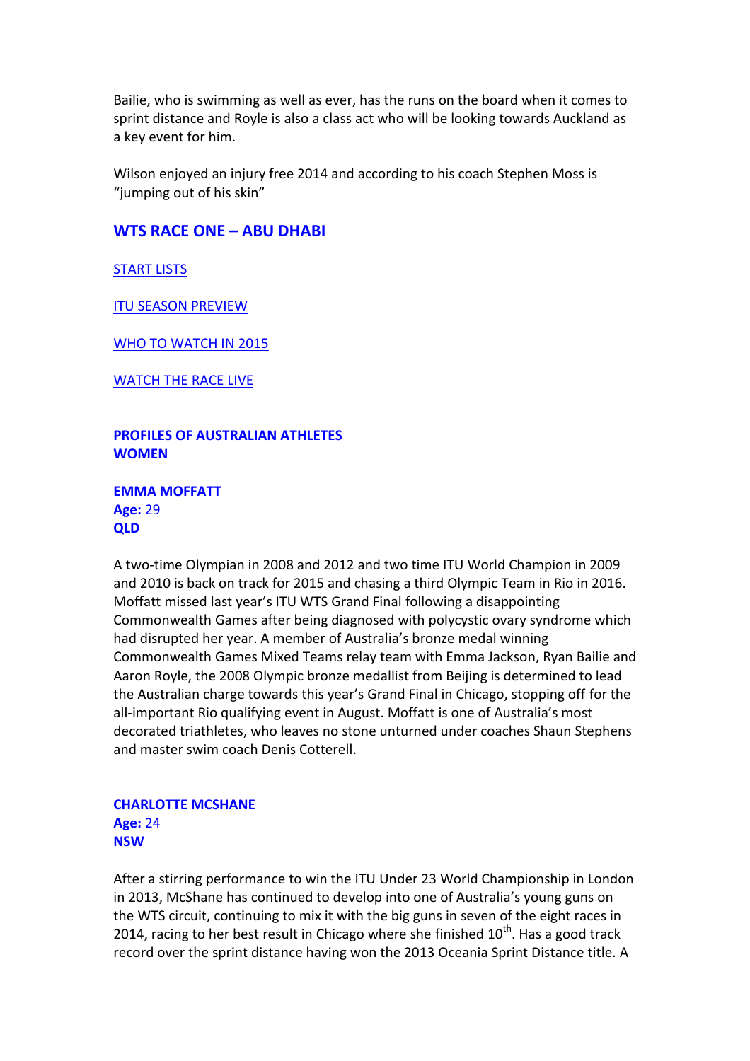Bailie, who is swimming as well as ever, has the runs on the board when it comes to sprint distance and Royle is also a class act who will be looking towards Auckland as a key event for him.

Wilson enjoyed an injury free 2014 and according to his coach Stephen Moss is "jumping out of his skin"

## WTS RACE ONE – ABU DHABI

START LISTS

ITU SEASON PREVIEW

WHO TO WATCH IN 2015

WATCH THE RACE LIVE

### PROFILES OF AUSTRALIAN ATHLETES
### WOMEN

**EMMA MOFFATT**
**Age:** 29
**QLD**

A two-time Olympian in 2008 and 2012 and two time ITU World Champion in 2009 and 2010 is back on track for 2015 and chasing a third Olympic Team in Rio in 2016. Moffatt missed last year's ITU WTS Grand Final following a disappointing Commonwealth Games after being diagnosed with polycystic ovary syndrome which had disrupted her year. A member of Australia's bronze medal winning Commonwealth Games Mixed Teams relay team with Emma Jackson, Ryan Bailie and Aaron Royle, the 2008 Olympic bronze medallist from Beijing is determined to lead the Australian charge towards this year's Grand Final in Chicago, stopping off for the all-important Rio qualifying event in August. Moffatt is one of Australia's most decorated triathletes, who leaves no stone unturned under coaches Shaun Stephens and master swim coach Denis Cotterell.

**CHARLOTTE MCSHANE**
**Age:** 24
**NSW**

After a stirring performance to win the ITU Under 23 World Championship in London in 2013, McShane has continued to develop into one of Australia's young guns on the WTS circuit, continuing to mix it with the big guns in seven of the eight races in 2014, racing to her best result in Chicago where she finished 10th. Has a good track record over the sprint distance having won the 2013 Oceania Sprint Distance title. A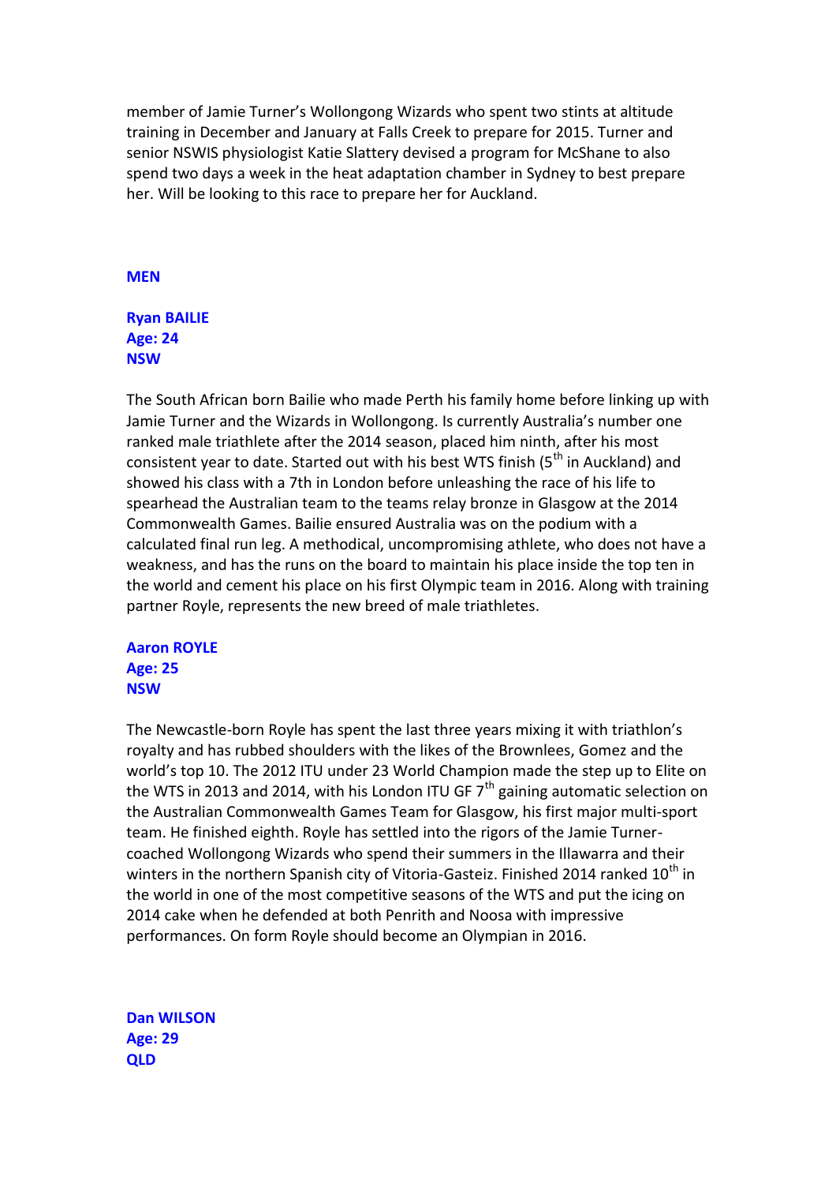member of Jamie Turner's Wollongong Wizards who spent two stints at altitude training in December and January at Falls Creek to prepare for 2015. Turner and senior NSWIS physiologist Katie Slattery devised a program for McShane to also spend two days a week in the heat adaptation chamber in Sydney to best prepare her. Will be looking to this race to prepare her for Auckland.

## MEN

**Ryan BAILIE**
**Age: 24**
**NSW**

The South African born Bailie who made Perth his family home before linking up with Jamie Turner and the Wizards in Wollongong. Is currently Australia's number one ranked male triathlete after the 2014 season, placed him ninth, after his most consistent year to date. Started out with his best WTS finish (5th in Auckland) and showed his class with a 7th in London before unleashing the race of his life to spearhead the Australian team to the teams relay bronze in Glasgow at the 2014 Commonwealth Games. Bailie ensured Australia was on the podium with a calculated final run leg. A methodical, uncompromising athlete, who does not have a weakness, and has the runs on the board to maintain his place inside the top ten in the world and cement his place on his first Olympic team in 2016. Along with training partner Royle, represents the new breed of male triathletes.

**Aaron ROYLE**
**Age: 25**
**NSW**

The Newcastle-born Royle has spent the last three years mixing it with triathlon's royalty and has rubbed shoulders with the likes of the Brownlees, Gomez and the world's top 10. The 2012 ITU under 23 World Champion made the step up to Elite on the WTS in 2013 and 2014, with his London ITU GF 7th gaining automatic selection on the Australian Commonwealth Games Team for Glasgow, his first major multi-sport team. He finished eighth. Royle has settled into the rigors of the Jamie Turner-coached Wollongong Wizards who spend their summers in the Illawarra and their winters in the northern Spanish city of Vitoria-Gasteiz. Finished 2014 ranked 10th in the world in one of the most competitive seasons of the WTS and put the icing on 2014 cake when he defended at both Penrith and Noosa with impressive performances. On form Royle should become an Olympian in 2016.

**Dan WILSON**
**Age: 29**
**QLD**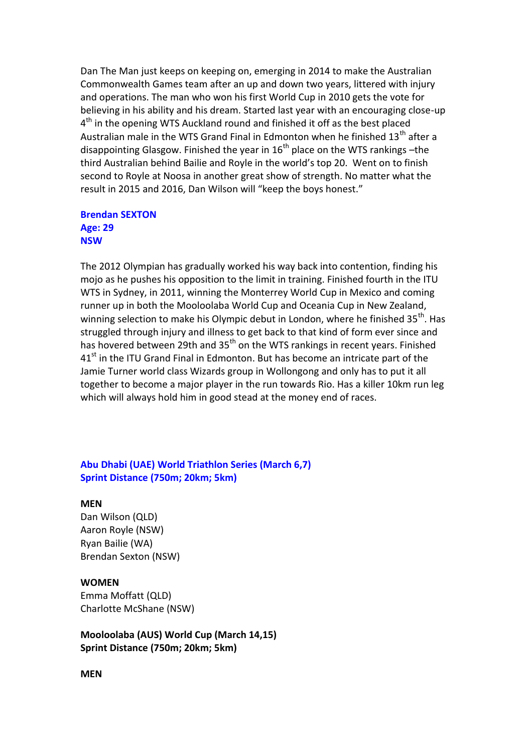Dan The Man just keeps on keeping on, emerging in 2014 to make the Australian Commonwealth Games team after an up and down two years, littered with injury and operations. The man who won his first World Cup in 2010 gets the vote for believing in his ability and his dream. Started last year with an encouraging close-up 4th in the opening WTS Auckland round and finished it off as the best placed Australian male in the WTS Grand Final in Edmonton when he finished 13th after a disappointing Glasgow. Finished the year in 16th place on the WTS rankings –the third Australian behind Bailie and Royle in the world's top 20. Went on to finish second to Royle at Noosa in another great show of strength. No matter what the result in 2015 and 2016, Dan Wilson will "keep the boys honest."

**Brendan SEXTON**
**Age: 29**
**NSW**

The 2012 Olympian has gradually worked his way back into contention, finding his mojo as he pushes his opposition to the limit in training. Finished fourth in the ITU WTS in Sydney, in 2011, winning the Monterrey World Cup in Mexico and coming runner up in both the Mooloolaba World Cup and Oceania Cup in New Zealand, winning selection to make his Olympic debut in London, where he finished 35th. Has struggled through injury and illness to get back to that kind of form ever since and has hovered between 29th and 35th on the WTS rankings in recent years. Finished 41st in the ITU Grand Final in Edmonton. But has become an intricate part of the Jamie Turner world class Wizards group in Wollongong and only has to put it all together to become a major player in the run towards Rio. Has a killer 10km run leg which will always hold him in good stead at the money end of races.

**Abu Dhabi (UAE) World Triathlon Series (March 6,7)**
**Sprint Distance (750m; 20km; 5km)**

**MEN**
Dan Wilson (QLD)
Aaron Royle (NSW)
Ryan Bailie (WA)
Brendan Sexton (NSW)

**WOMEN**
Emma Moffatt (QLD)
Charlotte McShane (NSW)

**Mooloolaba (AUS) World Cup (March 14,15)**
**Sprint Distance (750m; 20km; 5km)**

**MEN**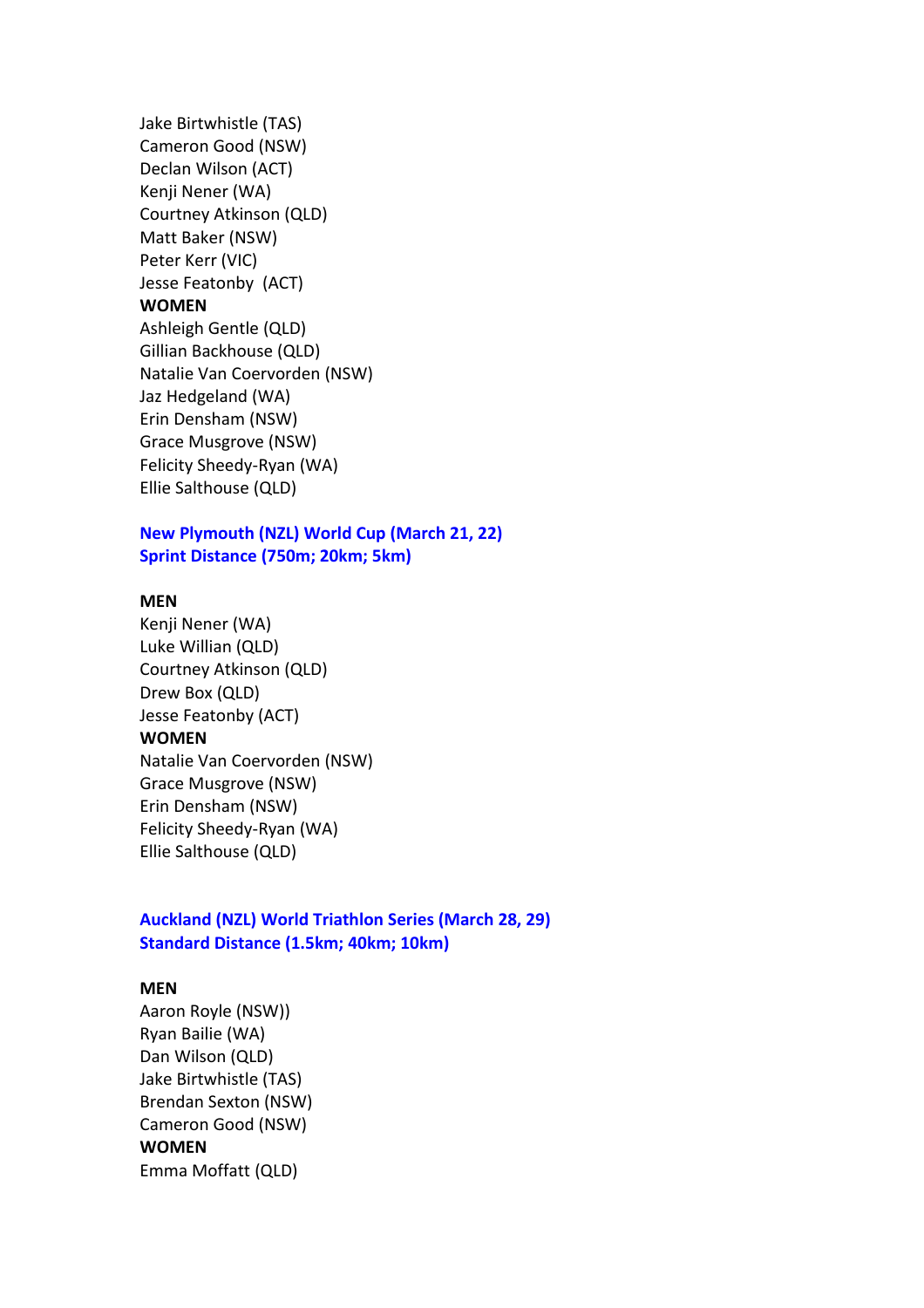Jake Birtwhistle (TAS)
Cameron Good (NSW)
Declan Wilson (ACT)
Kenji Nener (WA)
Courtney Atkinson (QLD)
Matt Baker (NSW)
Peter Kerr (VIC)
Jesse Featonby (ACT)

**WOMEN**

Ashleigh Gentle (QLD)
Gillian Backhouse (QLD)
Natalie Van Coervorden (NSW)
Jaz Hedgeland (WA)
Erin Densham (NSW)
Grace Musgrove (NSW)
Felicity Sheedy-Ryan (WA)
Ellie Salthouse (QLD)

**New Plymouth (NZL) World Cup (March 21, 22)**
**Sprint Distance (750m; 20km; 5km)**

**MEN**

Kenji Nener (WA)
Luke Willian (QLD)
Courtney Atkinson (QLD)
Drew Box (QLD)
Jesse Featonby (ACT)

**WOMEN**

Natalie Van Coervorden (NSW)
Grace Musgrove (NSW)
Erin Densham (NSW)
Felicity Sheedy-Ryan (WA)
Ellie Salthouse (QLD)

**Auckland (NZL) World Triathlon Series (March 28, 29)**
**Standard Distance (1.5km; 40km; 10km)**

**MEN**

Aaron Royle (NSW))
Ryan Bailie (WA)
Dan Wilson (QLD)
Jake Birtwhistle (TAS)
Brendan Sexton (NSW)
Cameron Good (NSW)

**WOMEN**

Emma Moffatt (QLD)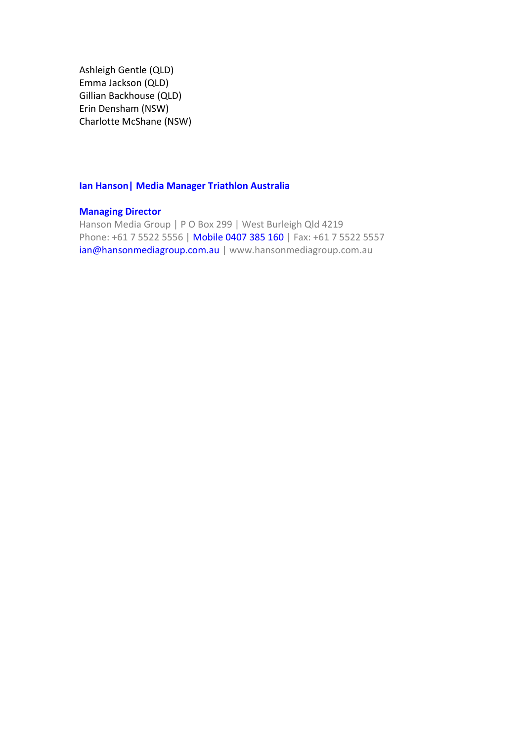Ashleigh Gentle (QLD)
Emma Jackson (QLD)
Gillian Backhouse (QLD)
Erin Densham (NSW)
Charlotte McShane (NSW)

**Ian Hanson| Media Manager Triathlon Australia**

**Managing Director**
Hanson Media Group | P O Box 299 | West Burleigh Qld 4219
Phone: +61 7 5522 5556 | Mobile 0407 385 160 | Fax: +61 7 5522 5557
ian@hansonmediagroup.com.au | www.hansonmediagroup.com.au